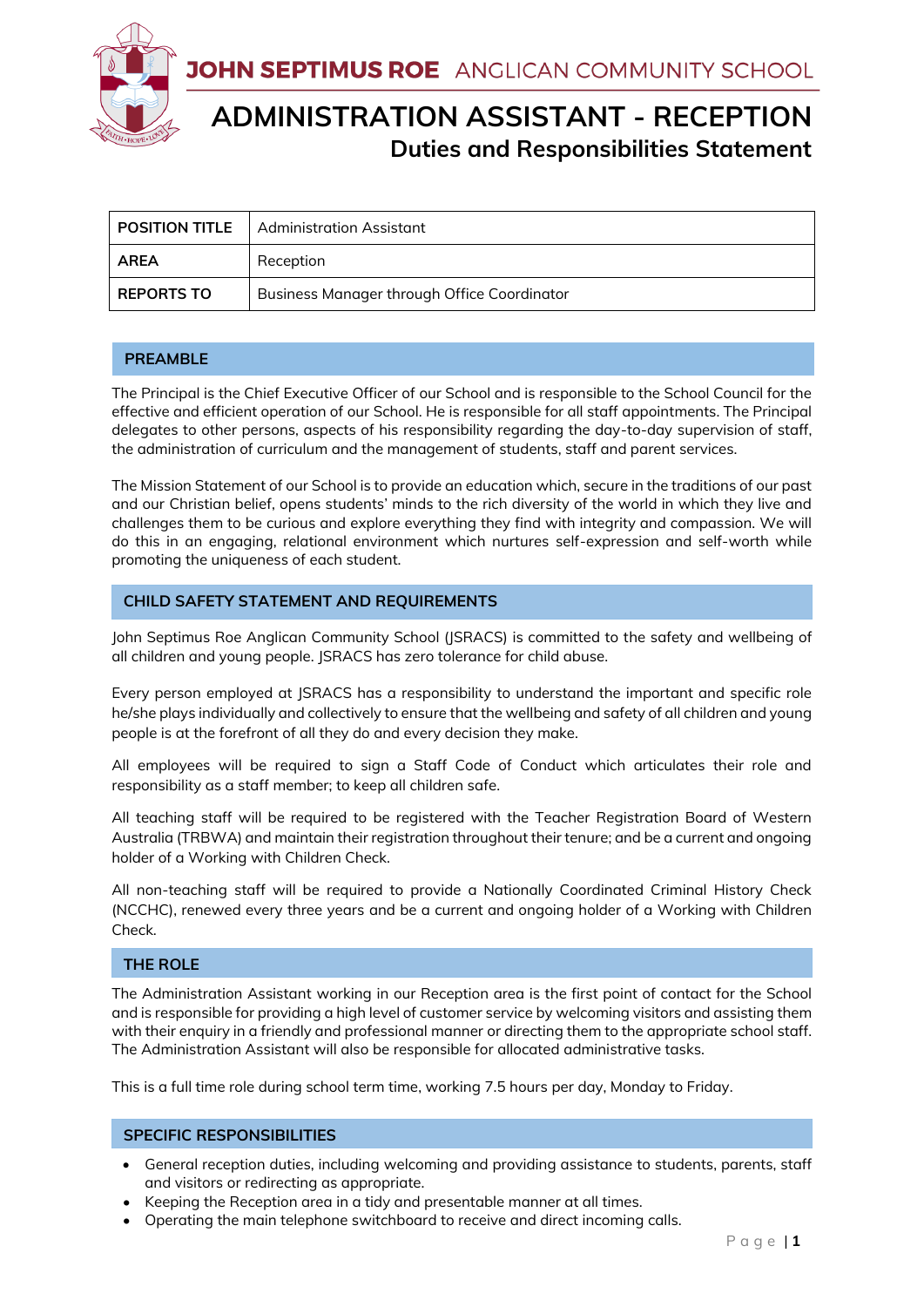# JOHN SEPTIMUS ROE ANGLICAN COMMUNITY SCHOOL

# ADMINISTRATION ASSISTANT - RECEPTION

## Duties and Responsibilities Statement

| **POSITION TITLE** | Administration Assistant |
|---|---|
| **AREA** | Reception |
| **REPORTS TO** | Business Manager through Office Coordinator |

## PREAMBLE

The Principal is the Chief Executive Officer of our School and is responsible to the School Council for the effective and efficient operation of our School. He is responsible for all staff appointments. The Principal delegates to other persons, aspects of his responsibility regarding the day-to-day supervision of staff, the administration of curriculum and the management of students, staff and parent services.

The Mission Statement of our School is to provide an education which, secure in the traditions of our past and our Christian belief, opens students' minds to the rich diversity of the world in which they live and challenges them to be curious and explore everything they find with integrity and compassion. We will do this in an engaging, relational environment which nurtures self-expression and self-worth while promoting the uniqueness of each student.

## CHILD SAFETY STATEMENT AND REQUIREMENTS

John Septimus Roe Anglican Community School (JSRACS) is committed to the safety and wellbeing of all children and young people. JSRACS has zero tolerance for child abuse.

Every person employed at JSRACS has a responsibility to understand the important and specific role he/she plays individually and collectively to ensure that the wellbeing and safety of all children and young people is at the forefront of all they do and every decision they make.

All employees will be required to sign a Staff Code of Conduct which articulates their role and responsibility as a staff member; to keep all children safe.

All teaching staff will be required to be registered with the Teacher Registration Board of Western Australia (TRBWA) and maintain their registration throughout their tenure; and be a current and ongoing holder of a Working with Children Check.

All non-teaching staff will be required to provide a Nationally Coordinated Criminal History Check (NCCHC), renewed every three years and be a current and ongoing holder of a Working with Children Check.

## THE ROLE

The Administration Assistant working in our Reception area is the first point of contact for the School and is responsible for providing a high level of customer service by welcoming visitors and assisting them with their enquiry in a friendly and professional manner or directing them to the appropriate school staff. The Administration Assistant will also be responsible for allocated administrative tasks.

This is a full time role during school term time, working 7.5 hours per day, Monday to Friday.

## SPECIFIC RESPONSIBILITIES

- General reception duties, including welcoming and providing assistance to students, parents, staff and visitors or redirecting as appropriate.
- Keeping the Reception area in a tidy and presentable manner at all times.
- Operating the main telephone switchboard to receive and direct incoming calls.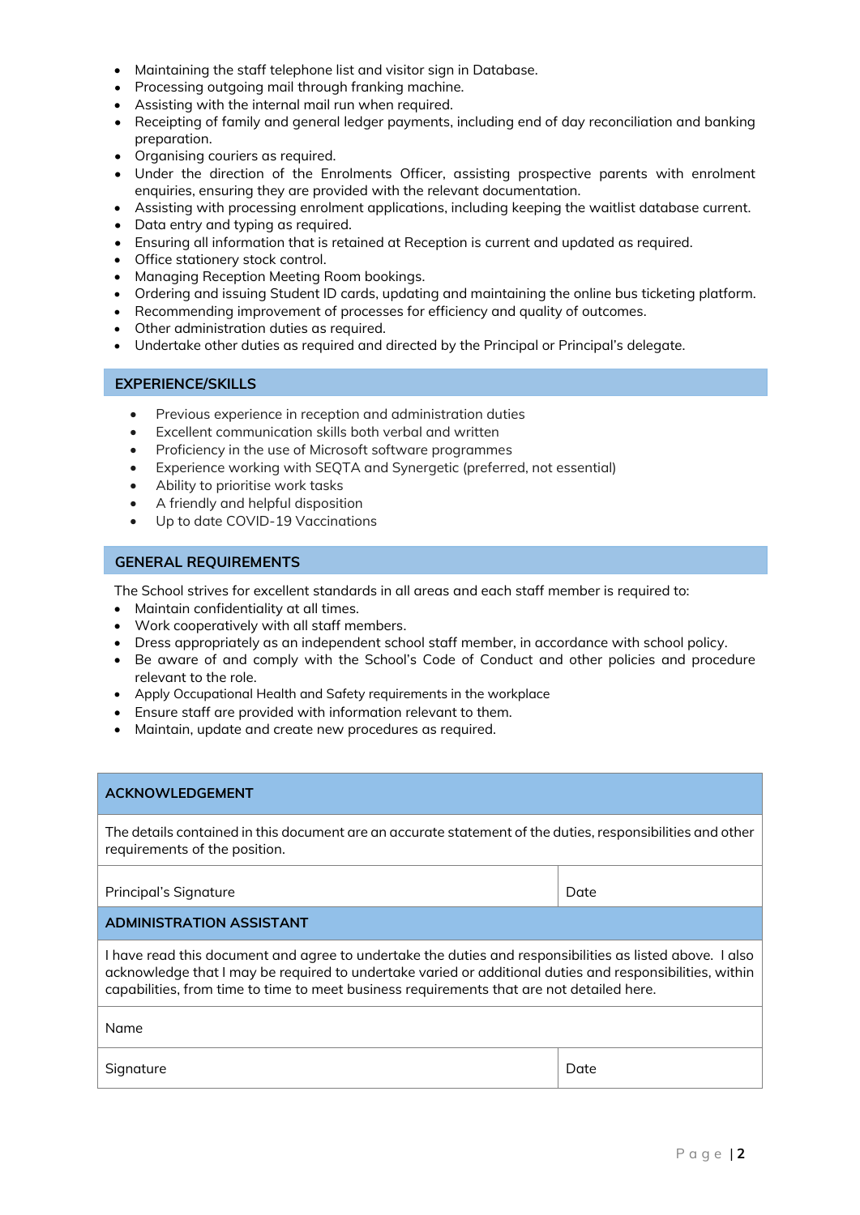- Maintaining the staff telephone list and visitor sign in Database.
- Processing outgoing mail through franking machine.
- Assisting with the internal mail run when required.
- Receipting of family and general ledger payments, including end of day reconciliation and banking preparation.
- Organising couriers as required.
- Under the direction of the Enrolments Officer, assisting prospective parents with enrolment enquiries, ensuring they are provided with the relevant documentation.
- Assisting with processing enrolment applications, including keeping the waitlist database current.
- Data entry and typing as required.
- Ensuring all information that is retained at Reception is current and updated as required.
- Office stationery stock control.
- Managing Reception Meeting Room bookings.
- Ordering and issuing Student ID cards, updating and maintaining the online bus ticketing platform.
- Recommending improvement of processes for efficiency and quality of outcomes.
- Other administration duties as required.
- Undertake other duties as required and directed by the Principal or Principal's delegate.

## EXPERIENCE/SKILLS

- Previous experience in reception and administration duties
- Excellent communication skills both verbal and written
- Proficiency in the use of Microsoft software programmes
- Experience working with SEQTA and Synergetic (preferred, not essential)
- Ability to prioritise work tasks
- A friendly and helpful disposition
- Up to date COVID-19 Vaccinations

## GENERAL REQUIREMENTS

The School strives for excellent standards in all areas and each staff member is required to:

- Maintain confidentiality at all times.
- Work cooperatively with all staff members.
- Dress appropriately as an independent school staff member, in accordance with school policy.
- Be aware of and comply with the School's Code of Conduct and other policies and procedure relevant to the role.
- Apply Occupational Health and Safety requirements in the workplace
- Ensure staff are provided with information relevant to them.
- Maintain, update and create new procedures as required.

| ACKNOWLEDGEMENT | |
|---|---|
| The details contained in this document are an accurate statement of the duties, responsibilities and other requirements of the position. | |
| Principal's Signature | Date |
| **ADMINISTRATION ASSISTANT** | |
| I have read this document and agree to undertake the duties and responsibilities as listed above. I also acknowledge that I may be required to undertake varied or additional duties and responsibilities, within capabilities, from time to time to meet business requirements that are not detailed here. | |
| Name | |
| Signature | Date |